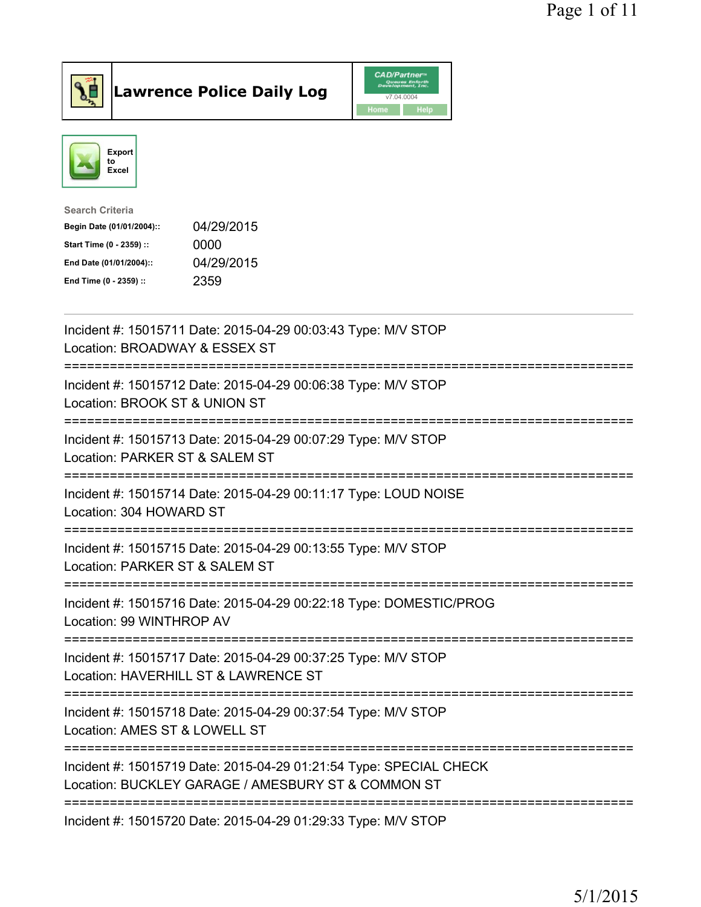# Lawrence Police Daily Log

CAD/Partner v7.04.0004

Home | Help

Export to Excel

**Search Criteria**

| | |
|---|---|
| **Begin Date (01/01/2004)::** | 04/29/2015 |
| **Start Time (0 - 2359) ::** | 0000 |
| **End Date (01/01/2004)::** | 04/29/2015 |
| **End Time (0 - 2359) ::** | 2359 |

---

Incident #: 15015711 Date: 2015-04-29 00:03:43 Type: M/V STOP
Location: BROADWAY & ESSEX ST

===========================================================================

Incident #: 15015712 Date: 2015-04-29 00:06:38 Type: M/V STOP
Location: BROOK ST & UNION ST

===========================================================================

Incident #: 15015713 Date: 2015-04-29 00:07:29 Type: M/V STOP
Location: PARKER ST & SALEM ST

===========================================================================

Incident #: 15015714 Date: 2015-04-29 00:11:17 Type: LOUD NOISE
Location: 304 HOWARD ST

===========================================================================

Incident #: 15015715 Date: 2015-04-29 00:13:55 Type: M/V STOP
Location: PARKER ST & SALEM ST

===========================================================================

Incident #: 15015716 Date: 2015-04-29 00:22:18 Type: DOMESTIC/PROG
Location: 99 WINTHROP AV

===========================================================================

Incident #: 15015717 Date: 2015-04-29 00:37:25 Type: M/V STOP
Location: HAVERHILL ST & LAWRENCE ST

===========================================================================

Incident #: 15015718 Date: 2015-04-29 00:37:54 Type: M/V STOP
Location: AMES ST & LOWELL ST

===========================================================================

Incident #: 15015719 Date: 2015-04-29 01:21:54 Type: SPECIAL CHECK
Location: BUCKLEY GARAGE / AMESBURY ST & COMMON ST

===========================================================================

Incident #: 15015720 Date: 2015-04-29 01:29:33 Type: M/V STOP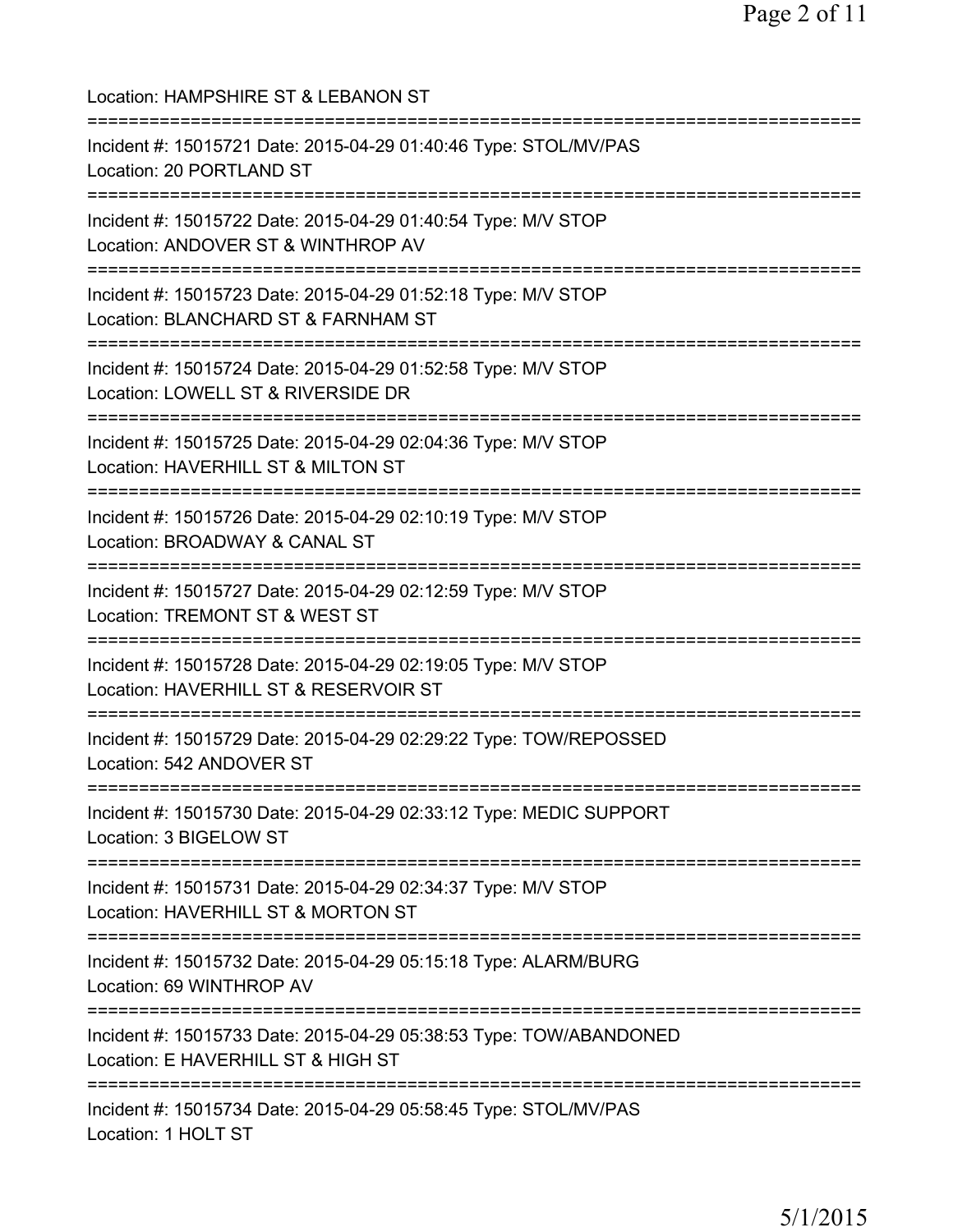Location: HAMPSHIRE ST & LEBANON ST

===========================================================================

Incident #: 15015721 Date: 2015-04-29 01:40:46 Type: STOL/MV/PAS
Location: 20 PORTLAND ST

===========================================================================

Incident #: 15015722 Date: 2015-04-29 01:40:54 Type: M/V STOP
Location: ANDOVER ST & WINTHROP AV

===========================================================================

Incident #: 15015723 Date: 2015-04-29 01:52:18 Type: M/V STOP
Location: BLANCHARD ST & FARNHAM ST

===========================================================================

Incident #: 15015724 Date: 2015-04-29 01:52:58 Type: M/V STOP
Location: LOWELL ST & RIVERSIDE DR

===========================================================================

Incident #: 15015725 Date: 2015-04-29 02:04:36 Type: M/V STOP
Location: HAVERHILL ST & MILTON ST

===========================================================================

Incident #: 15015726 Date: 2015-04-29 02:10:19 Type: M/V STOP
Location: BROADWAY & CANAL ST

===========================================================================

Incident #: 15015727 Date: 2015-04-29 02:12:59 Type: M/V STOP
Location: TREMONT ST & WEST ST

===========================================================================

Incident #: 15015728 Date: 2015-04-29 02:19:05 Type: M/V STOP
Location: HAVERHILL ST & RESERVOIR ST

===========================================================================

Incident #: 15015729 Date: 2015-04-29 02:29:22 Type: TOW/REPOSSED
Location: 542 ANDOVER ST

===========================================================================

Incident #: 15015730 Date: 2015-04-29 02:33:12 Type: MEDIC SUPPORT
Location: 3 BIGELOW ST

===========================================================================

Incident #: 15015731 Date: 2015-04-29 02:34:37 Type: M/V STOP
Location: HAVERHILL ST & MORTON ST

===========================================================================

Incident #: 15015732 Date: 2015-04-29 05:15:18 Type: ALARM/BURG
Location: 69 WINTHROP AV

===========================================================================

Incident #: 15015733 Date: 2015-04-29 05:38:53 Type: TOW/ABANDONED
Location: E HAVERHILL ST & HIGH ST

===========================================================================

Incident #: 15015734 Date: 2015-04-29 05:58:45 Type: STOL/MV/PAS
Location: 1 HOLT ST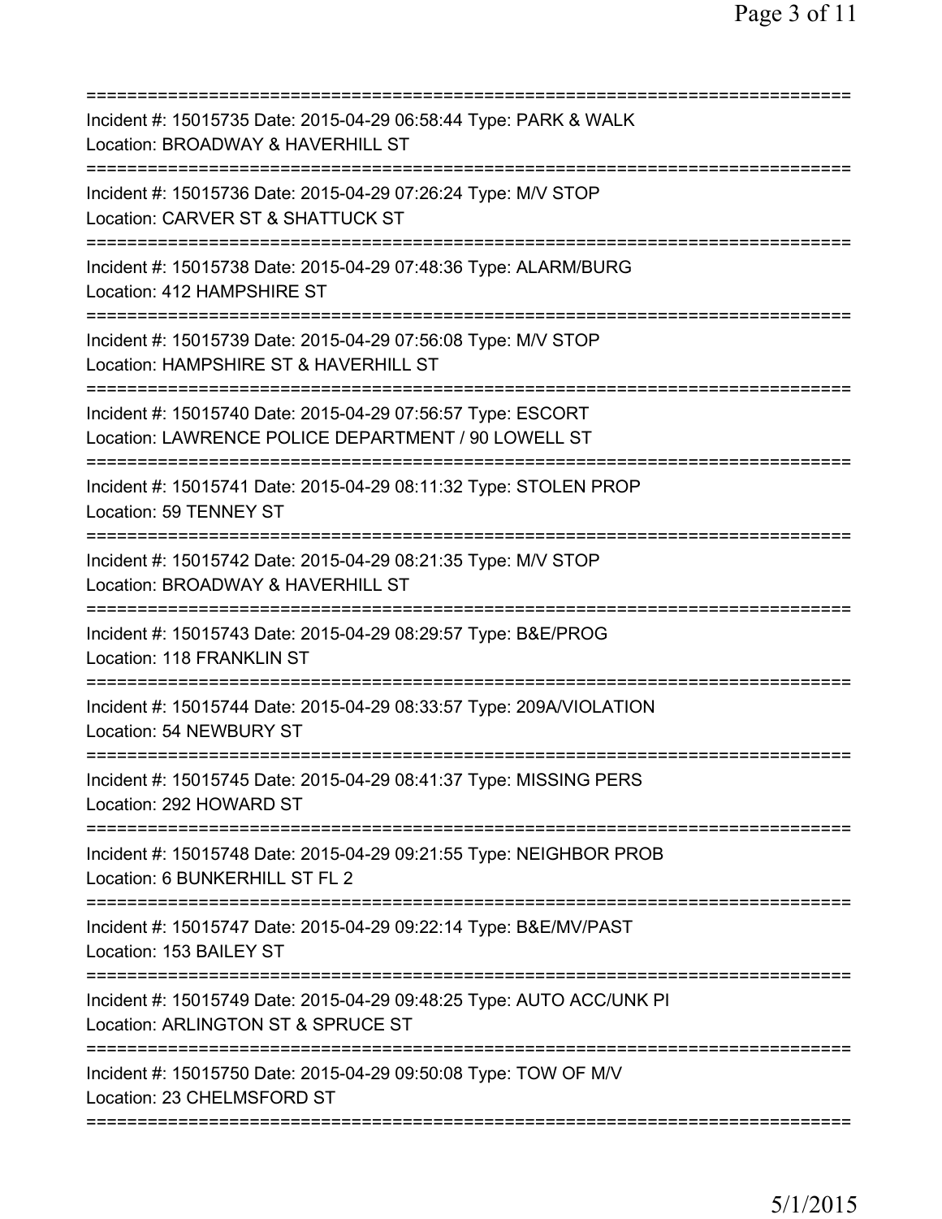===========================================================================
Incident #: 15015735 Date: 2015-04-29 06:58:44 Type: PARK & WALK
Location: BROADWAY & HAVERHILL ST
===========================================================================
Incident #: 15015736 Date: 2015-04-29 07:26:24 Type: M/V STOP
Location: CARVER ST & SHATTUCK ST
===========================================================================
Incident #: 15015738 Date: 2015-04-29 07:48:36 Type: ALARM/BURG
Location: 412 HAMPSHIRE ST
===========================================================================
Incident #: 15015739 Date: 2015-04-29 07:56:08 Type: M/V STOP
Location: HAMPSHIRE ST & HAVERHILL ST
===========================================================================
Incident #: 15015740 Date: 2015-04-29 07:56:57 Type: ESCORT
Location: LAWRENCE POLICE DEPARTMENT / 90 LOWELL ST
===========================================================================
Incident #: 15015741 Date: 2015-04-29 08:11:32 Type: STOLEN PROP
Location: 59 TENNEY ST
===========================================================================
Incident #: 15015742 Date: 2015-04-29 08:21:35 Type: M/V STOP
Location: BROADWAY & HAVERHILL ST
===========================================================================
Incident #: 15015743 Date: 2015-04-29 08:29:57 Type: B&E/PROG
Location: 118 FRANKLIN ST
===========================================================================
Incident #: 15015744 Date: 2015-04-29 08:33:57 Type: 209A/VIOLATION
Location: 54 NEWBURY ST
===========================================================================
Incident #: 15015745 Date: 2015-04-29 08:41:37 Type: MISSING PERS
Location: 292 HOWARD ST
===========================================================================
Incident #: 15015748 Date: 2015-04-29 09:21:55 Type: NEIGHBOR PROB
Location: 6 BUNKERHILL ST FL 2
===========================================================================
Incident #: 15015747 Date: 2015-04-29 09:22:14 Type: B&E/MV/PAST
Location: 153 BAILEY ST
===========================================================================
Incident #: 15015749 Date: 2015-04-29 09:48:25 Type: AUTO ACC/UNK PI
Location: ARLINGTON ST & SPRUCE ST
===========================================================================
Incident #: 15015750 Date: 2015-04-29 09:50:08 Type: TOW OF M/V
Location: 23 CHELMSFORD ST
===========================================================================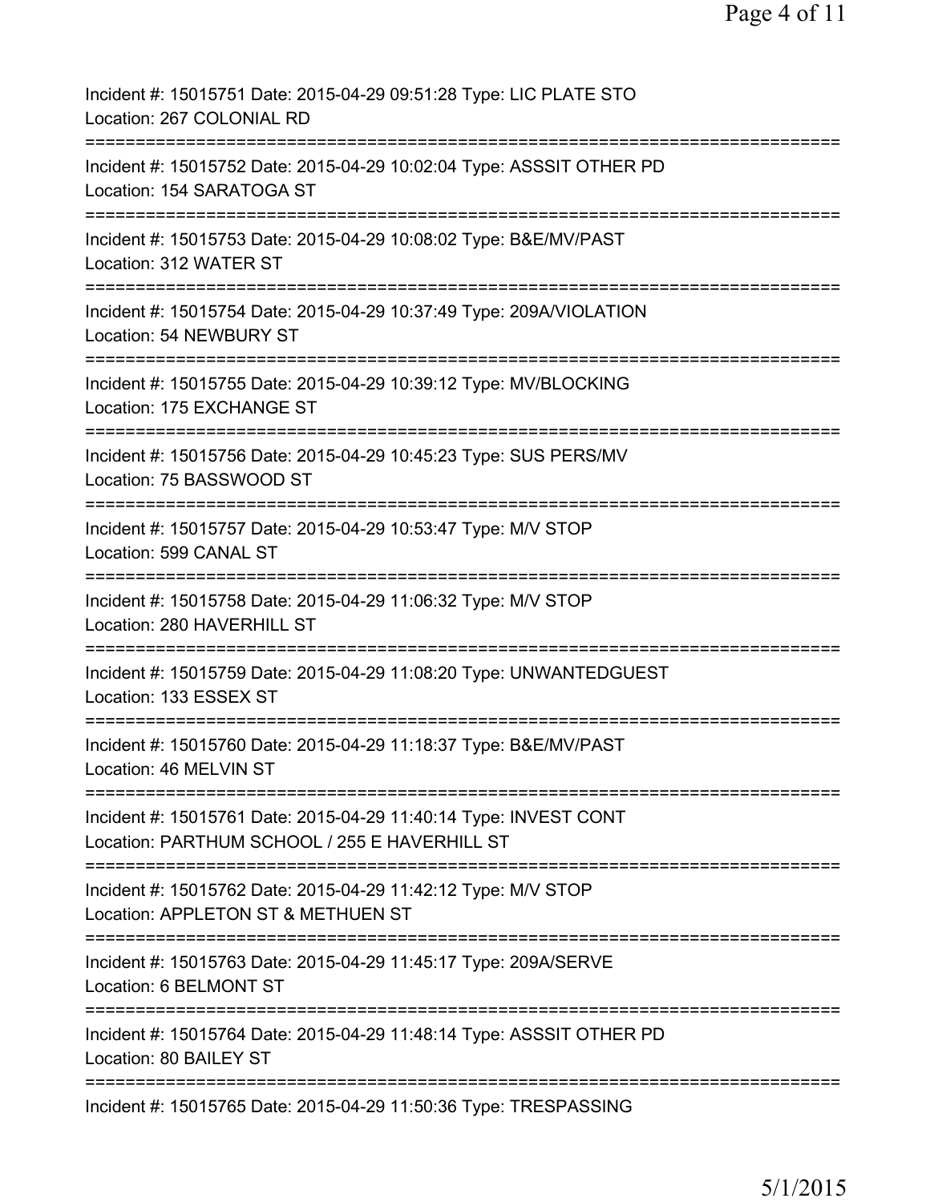Incident #: 15015751 Date: 2015-04-29 09:51:28 Type: LIC PLATE STO
Location: 267 COLONIAL RD
===========================================================================
Incident #: 15015752 Date: 2015-04-29 10:02:04 Type: ASSSIT OTHER PD
Location: 154 SARATOGA ST
===========================================================================
Incident #: 15015753 Date: 2015-04-29 10:08:02 Type: B&E/MV/PAST
Location: 312 WATER ST
===========================================================================
Incident #: 15015754 Date: 2015-04-29 10:37:49 Type: 209A/VIOLATION
Location: 54 NEWBURY ST
===========================================================================
Incident #: 15015755 Date: 2015-04-29 10:39:12 Type: MV/BLOCKING
Location: 175 EXCHANGE ST
===========================================================================
Incident #: 15015756 Date: 2015-04-29 10:45:23 Type: SUS PERS/MV
Location: 75 BASSWOOD ST
===========================================================================
Incident #: 15015757 Date: 2015-04-29 10:53:47 Type: M/V STOP
Location: 599 CANAL ST
===========================================================================
Incident #: 15015758 Date: 2015-04-29 11:06:32 Type: M/V STOP
Location: 280 HAVERHILL ST
===========================================================================
Incident #: 15015759 Date: 2015-04-29 11:08:20 Type: UNWANTEDGUEST
Location: 133 ESSEX ST
===========================================================================
Incident #: 15015760 Date: 2015-04-29 11:18:37 Type: B&E/MV/PAST
Location: 46 MELVIN ST
===========================================================================
Incident #: 15015761 Date: 2015-04-29 11:40:14 Type: INVEST CONT
Location: PARTHUM SCHOOL / 255 E HAVERHILL ST
===========================================================================
Incident #: 15015762 Date: 2015-04-29 11:42:12 Type: M/V STOP
Location: APPLETON ST & METHUEN ST
===========================================================================
Incident #: 15015763 Date: 2015-04-29 11:45:17 Type: 209A/SERVE
Location: 6 BELMONT ST
===========================================================================
Incident #: 15015764 Date: 2015-04-29 11:48:14 Type: ASSSIT OTHER PD
Location: 80 BAILEY ST
===========================================================================
Incident #: 15015765 Date: 2015-04-29 11:50:36 Type: TRESPASSING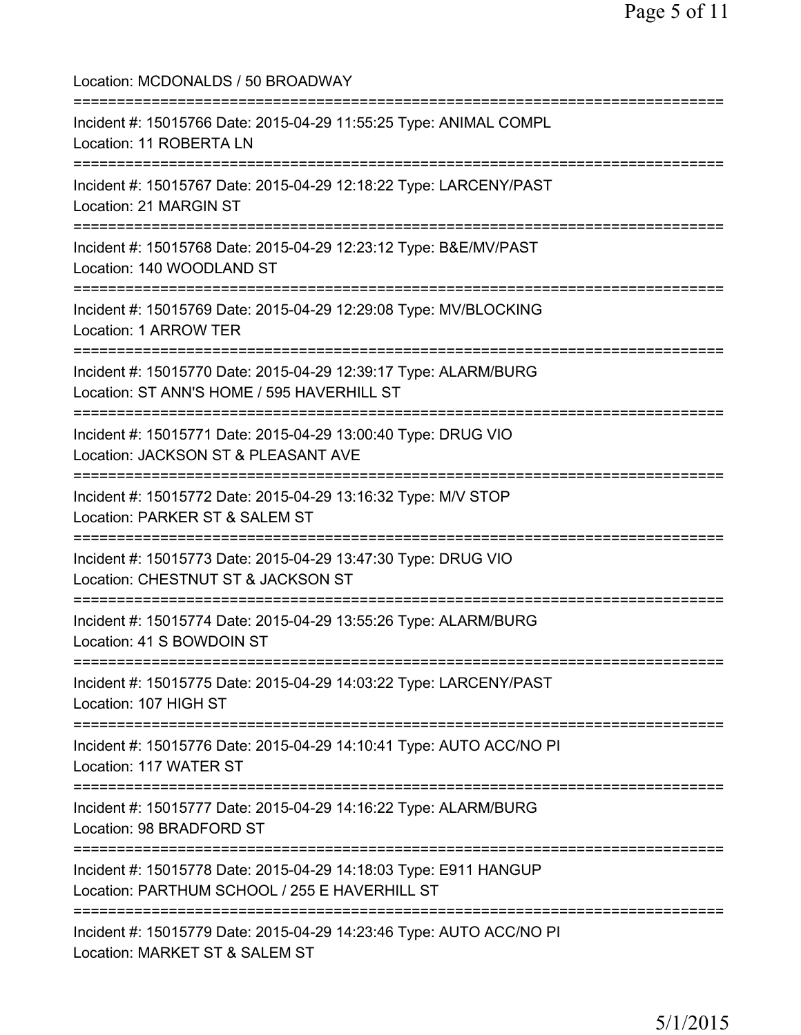Location: MCDONALDS / 50 BROADWAY

===========================================================================

Incident #: 15015766 Date: 2015-04-29 11:55:25 Type: ANIMAL COMPL
Location: 11 ROBERTA LN

===========================================================================

Incident #: 15015767 Date: 2015-04-29 12:18:22 Type: LARCENY/PAST
Location: 21 MARGIN ST

===========================================================================

Incident #: 15015768 Date: 2015-04-29 12:23:12 Type: B&E/MV/PAST
Location: 140 WOODLAND ST

===========================================================================

Incident #: 15015769 Date: 2015-04-29 12:29:08 Type: MV/BLOCKING
Location: 1 ARROW TER

===========================================================================

Incident #: 15015770 Date: 2015-04-29 12:39:17 Type: ALARM/BURG
Location: ST ANN'S HOME / 595 HAVERHILL ST

===========================================================================

Incident #: 15015771 Date: 2015-04-29 13:00:40 Type: DRUG VIO
Location: JACKSON ST & PLEASANT AVE

===========================================================================

Incident #: 15015772 Date: 2015-04-29 13:16:32 Type: M/V STOP
Location: PARKER ST & SALEM ST

===========================================================================

Incident #: 15015773 Date: 2015-04-29 13:47:30 Type: DRUG VIO
Location: CHESTNUT ST & JACKSON ST

===========================================================================

Incident #: 15015774 Date: 2015-04-29 13:55:26 Type: ALARM/BURG
Location: 41 S BOWDOIN ST

===========================================================================

Incident #: 15015775 Date: 2015-04-29 14:03:22 Type: LARCENY/PAST
Location: 107 HIGH ST

===========================================================================

Incident #: 15015776 Date: 2015-04-29 14:10:41 Type: AUTO ACC/NO PI
Location: 117 WATER ST

===========================================================================

Incident #: 15015777 Date: 2015-04-29 14:16:22 Type: ALARM/BURG
Location: 98 BRADFORD ST

===========================================================================

Incident #: 15015778 Date: 2015-04-29 14:18:03 Type: E911 HANGUP
Location: PARTHUM SCHOOL / 255 E HAVERHILL ST

===========================================================================

Incident #: 15015779 Date: 2015-04-29 14:23:46 Type: AUTO ACC/NO PI
Location: MARKET ST & SALEM ST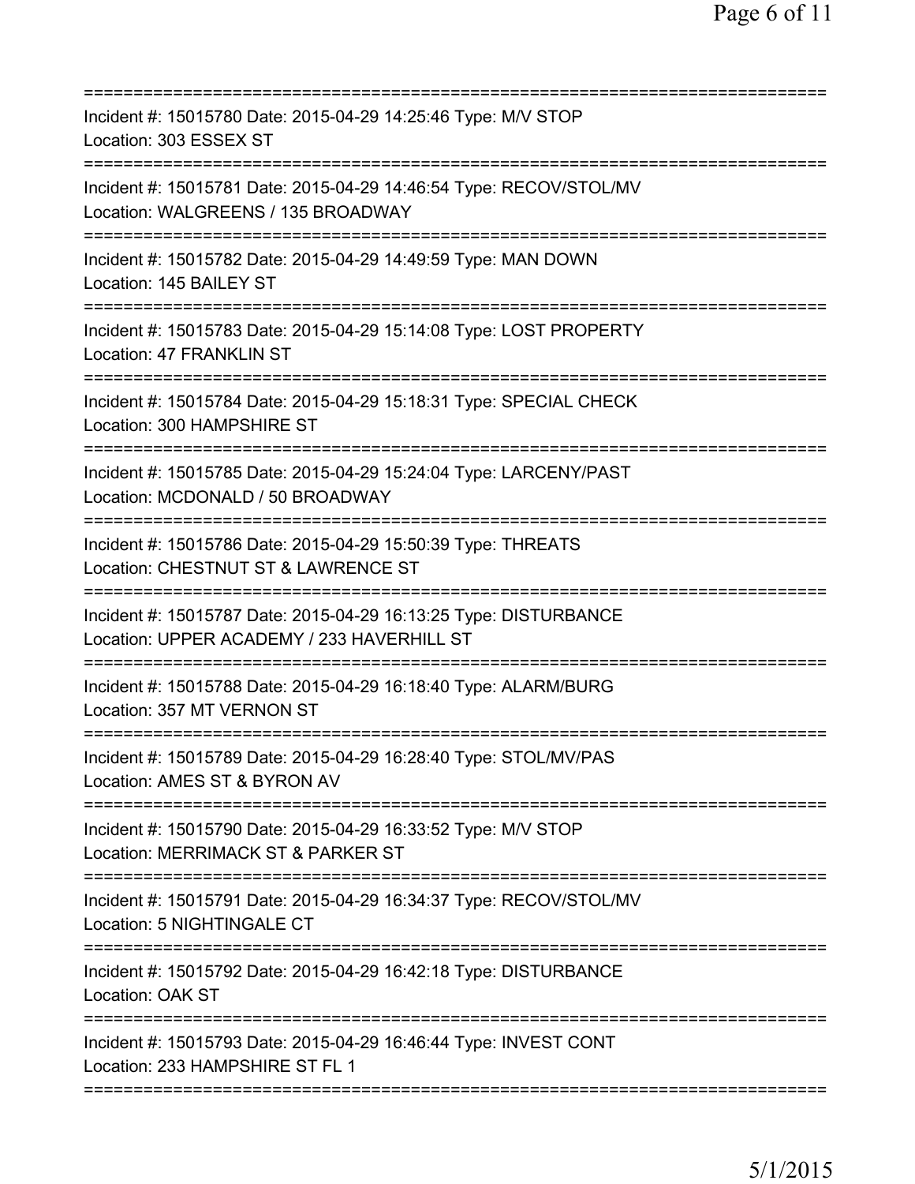===========================================================================
Incident #: 15015780 Date: 2015-04-29 14:25:46 Type: M/V STOP
Location: 303 ESSEX ST
===========================================================================
Incident #: 15015781 Date: 2015-04-29 14:46:54 Type: RECOV/STOL/MV
Location: WALGREENS / 135 BROADWAY
===========================================================================
Incident #: 15015782 Date: 2015-04-29 14:49:59 Type: MAN DOWN
Location: 145 BAILEY ST
===========================================================================
Incident #: 15015783 Date: 2015-04-29 15:14:08 Type: LOST PROPERTY
Location: 47 FRANKLIN ST
===========================================================================
Incident #: 15015784 Date: 2015-04-29 15:18:31 Type: SPECIAL CHECK
Location: 300 HAMPSHIRE ST
===========================================================================
Incident #: 15015785 Date: 2015-04-29 15:24:04 Type: LARCENY/PAST
Location: MCDONALD / 50 BROADWAY
===========================================================================
Incident #: 15015786 Date: 2015-04-29 15:50:39 Type: THREATS
Location: CHESTNUT ST & LAWRENCE ST
===========================================================================
Incident #: 15015787 Date: 2015-04-29 16:13:25 Type: DISTURBANCE
Location: UPPER ACADEMY / 233 HAVERHILL ST
===========================================================================
Incident #: 15015788 Date: 2015-04-29 16:18:40 Type: ALARM/BURG
Location: 357 MT VERNON ST
===========================================================================
Incident #: 15015789 Date: 2015-04-29 16:28:40 Type: STOL/MV/PAS
Location: AMES ST & BYRON AV
===========================================================================
Incident #: 15015790 Date: 2015-04-29 16:33:52 Type: M/V STOP
Location: MERRIMACK ST & PARKER ST
===========================================================================
Incident #: 15015791 Date: 2015-04-29 16:34:37 Type: RECOV/STOL/MV
Location: 5 NIGHTINGALE CT
===========================================================================
Incident #: 15015792 Date: 2015-04-29 16:42:18 Type: DISTURBANCE
Location: OAK ST
===========================================================================
Incident #: 15015793 Date: 2015-04-29 16:46:44 Type: INVEST CONT
Location: 233 HAMPSHIRE ST FL 1
===========================================================================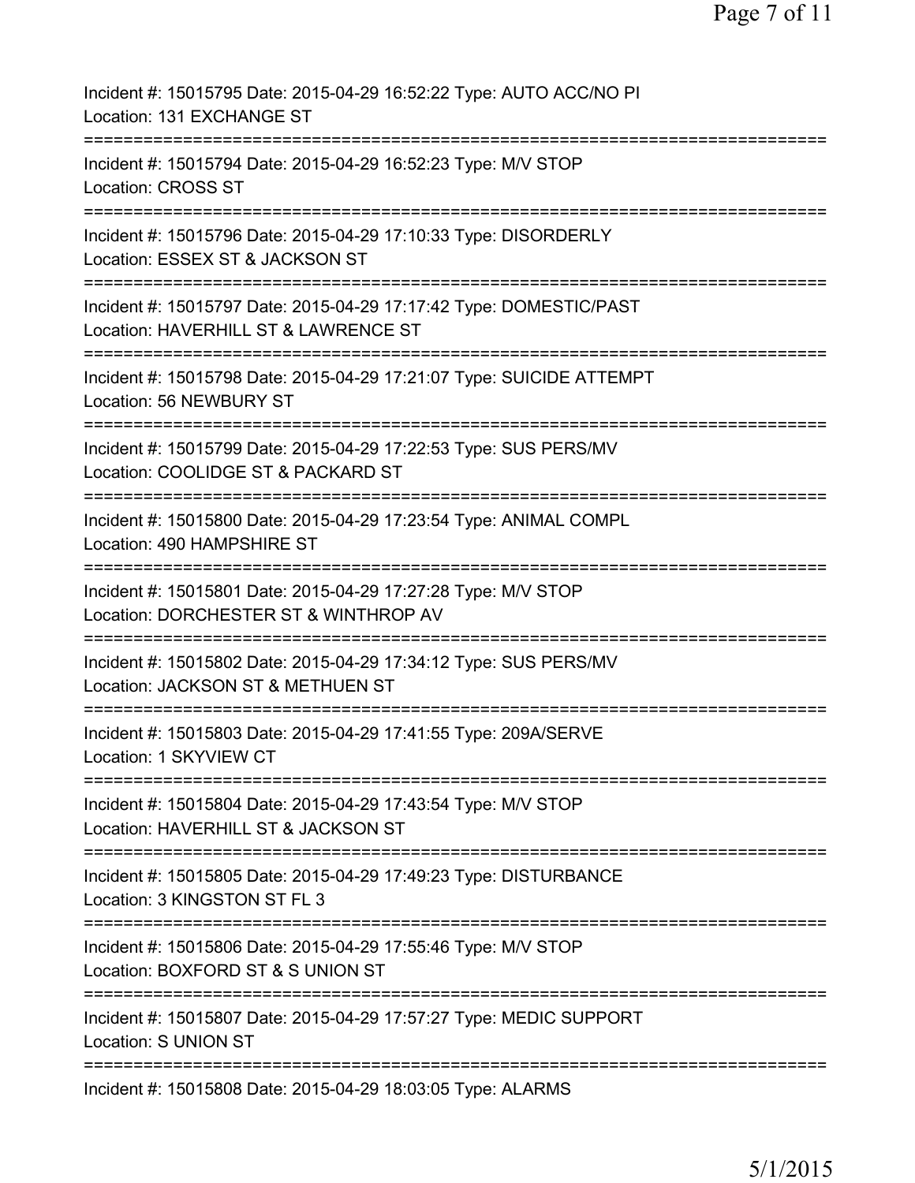Incident #: 15015795 Date: 2015-04-29 16:52:22 Type: AUTO ACC/NO PI
Location: 131 EXCHANGE ST

===========================================================================

Incident #: 15015794 Date: 2015-04-29 16:52:23 Type: M/V STOP
Location: CROSS ST

===========================================================================

Incident #: 15015796 Date: 2015-04-29 17:10:33 Type: DISORDERLY
Location: ESSEX ST & JACKSON ST

===========================================================================

Incident #: 15015797 Date: 2015-04-29 17:17:42 Type: DOMESTIC/PAST
Location: HAVERHILL ST & LAWRENCE ST

===========================================================================

Incident #: 15015798 Date: 2015-04-29 17:21:07 Type: SUICIDE ATTEMPT
Location: 56 NEWBURY ST

===========================================================================

Incident #: 15015799 Date: 2015-04-29 17:22:53 Type: SUS PERS/MV
Location: COOLIDGE ST & PACKARD ST

===========================================================================

Incident #: 15015800 Date: 2015-04-29 17:23:54 Type: ANIMAL COMPL
Location: 490 HAMPSHIRE ST

===========================================================================

Incident #: 15015801 Date: 2015-04-29 17:27:28 Type: M/V STOP
Location: DORCHESTER ST & WINTHROP AV

===========================================================================

Incident #: 15015802 Date: 2015-04-29 17:34:12 Type: SUS PERS/MV
Location: JACKSON ST & METHUEN ST

===========================================================================

Incident #: 15015803 Date: 2015-04-29 17:41:55 Type: 209A/SERVE
Location: 1 SKYVIEW CT

===========================================================================

Incident #: 15015804 Date: 2015-04-29 17:43:54 Type: M/V STOP
Location: HAVERHILL ST & JACKSON ST

===========================================================================

Incident #: 15015805 Date: 2015-04-29 17:49:23 Type: DISTURBANCE
Location: 3 KINGSTON ST FL 3

===========================================================================

Incident #: 15015806 Date: 2015-04-29 17:55:46 Type: M/V STOP
Location: BOXFORD ST & S UNION ST

===========================================================================

Incident #: 15015807 Date: 2015-04-29 17:57:27 Type: MEDIC SUPPORT
Location: S UNION ST

===========================================================================

Incident #: 15015808 Date: 2015-04-29 18:03:05 Type: ALARMS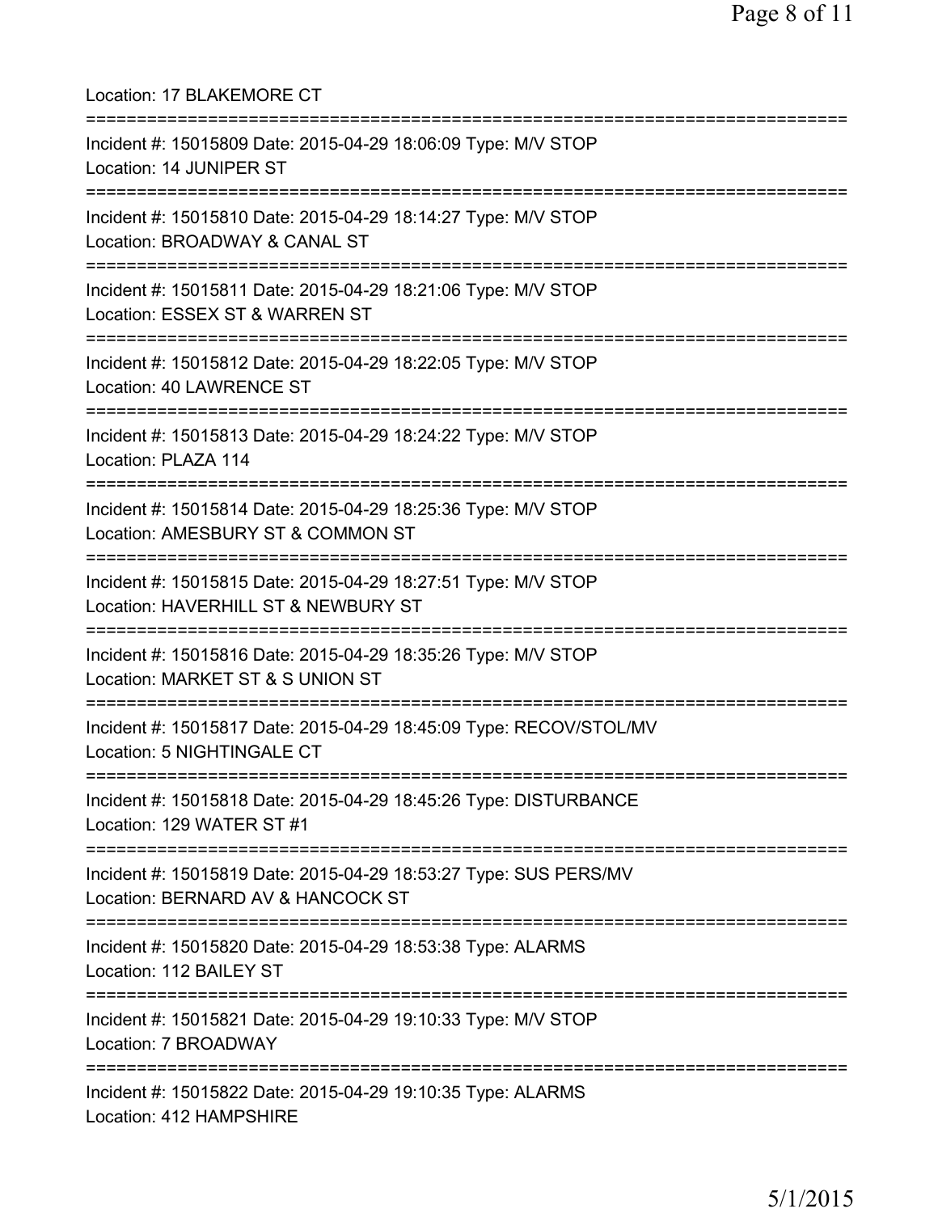Location: 17 BLAKEMORE CT

===========================================================================

Incident #: 15015809 Date: 2015-04-29 18:06:09 Type: M/V STOP
Location: 14 JUNIPER ST

===========================================================================

Incident #: 15015810 Date: 2015-04-29 18:14:27 Type: M/V STOP
Location: BROADWAY & CANAL ST

===========================================================================

Incident #: 15015811 Date: 2015-04-29 18:21:06 Type: M/V STOP
Location: ESSEX ST & WARREN ST

===========================================================================

Incident #: 15015812 Date: 2015-04-29 18:22:05 Type: M/V STOP
Location: 40 LAWRENCE ST

===========================================================================

Incident #: 15015813 Date: 2015-04-29 18:24:22 Type: M/V STOP
Location: PLAZA 114

===========================================================================

Incident #: 15015814 Date: 2015-04-29 18:25:36 Type: M/V STOP
Location: AMESBURY ST & COMMON ST

===========================================================================

Incident #: 15015815 Date: 2015-04-29 18:27:51 Type: M/V STOP
Location: HAVERHILL ST & NEWBURY ST

===========================================================================

Incident #: 15015816 Date: 2015-04-29 18:35:26 Type: M/V STOP
Location: MARKET ST & S UNION ST

===========================================================================

Incident #: 15015817 Date: 2015-04-29 18:45:09 Type: RECOV/STOL/MV
Location: 5 NIGHTINGALE CT

===========================================================================

Incident #: 15015818 Date: 2015-04-29 18:45:26 Type: DISTURBANCE
Location: 129 WATER ST #1

===========================================================================

Incident #: 15015819 Date: 2015-04-29 18:53:27 Type: SUS PERS/MV
Location: BERNARD AV & HANCOCK ST

===========================================================================

Incident #: 15015820 Date: 2015-04-29 18:53:38 Type: ALARMS
Location: 112 BAILEY ST

===========================================================================

Incident #: 15015821 Date: 2015-04-29 19:10:33 Type: M/V STOP
Location: 7 BROADWAY

===========================================================================

Incident #: 15015822 Date: 2015-04-29 19:10:35 Type: ALARMS
Location: 412 HAMPSHIRE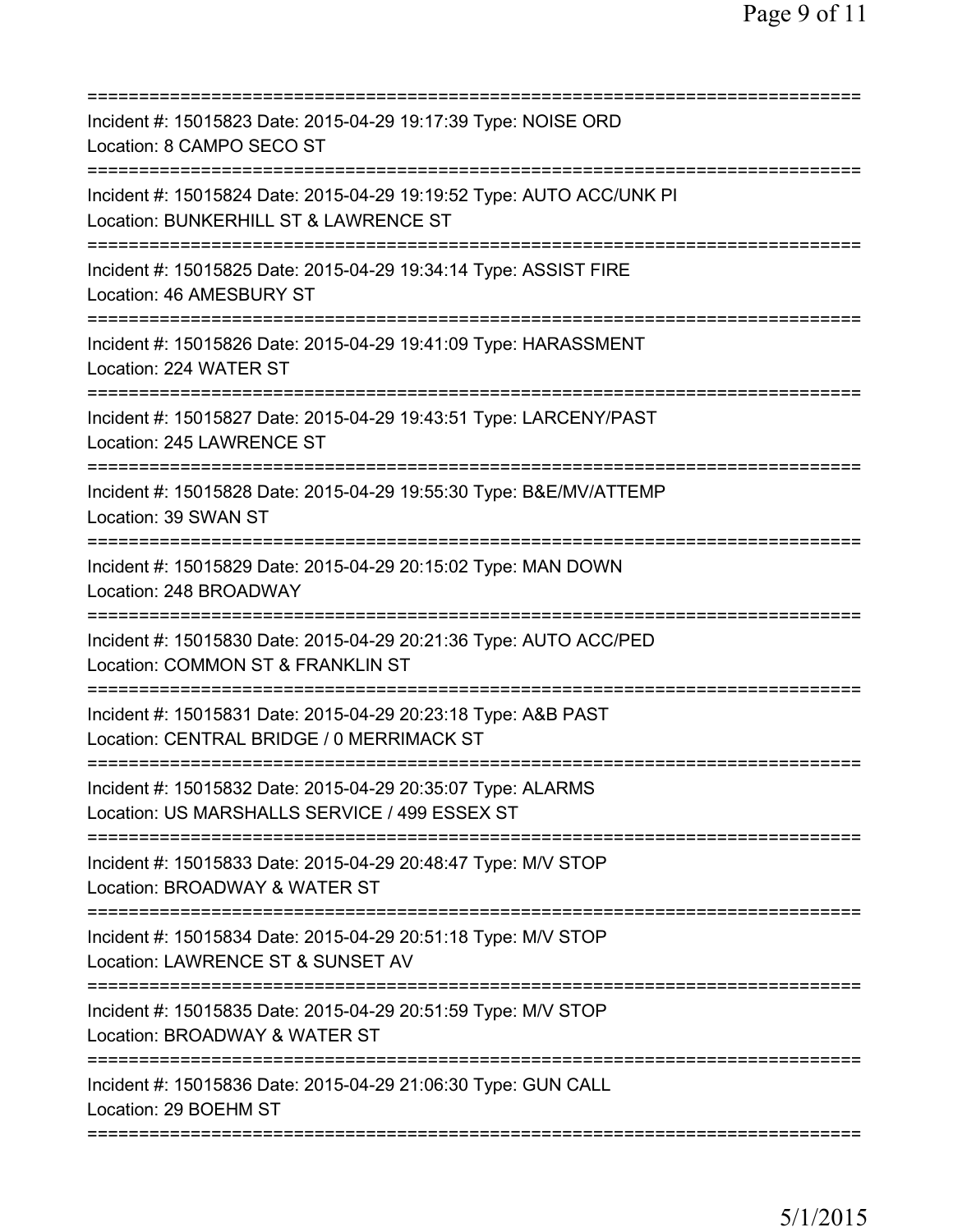Incident #: 15015823 Date: 2015-04-29 19:17:39 Type: NOISE ORD
Location: 8 CAMPO SECO ST

Incident #: 15015824 Date: 2015-04-29 19:19:52 Type: AUTO ACC/UNK PI
Location: BUNKERHILL ST & LAWRENCE ST

Incident #: 15015825 Date: 2015-04-29 19:34:14 Type: ASSIST FIRE
Location: 46 AMESBURY ST

Incident #: 15015826 Date: 2015-04-29 19:41:09 Type: HARASSMENT
Location: 224 WATER ST

Incident #: 15015827 Date: 2015-04-29 19:43:51 Type: LARCENY/PAST
Location: 245 LAWRENCE ST

Incident #: 15015828 Date: 2015-04-29 19:55:30 Type: B&E/MV/ATTEMP
Location: 39 SWAN ST

Incident #: 15015829 Date: 2015-04-29 20:15:02 Type: MAN DOWN
Location: 248 BROADWAY

Incident #: 15015830 Date: 2015-04-29 20:21:36 Type: AUTO ACC/PED
Location: COMMON ST & FRANKLIN ST

Incident #: 15015831 Date: 2015-04-29 20:23:18 Type: A&B PAST
Location: CENTRAL BRIDGE / 0 MERRIMACK ST

Incident #: 15015832 Date: 2015-04-29 20:35:07 Type: ALARMS
Location: US MARSHALLS SERVICE / 499 ESSEX ST

Incident #: 15015833 Date: 2015-04-29 20:48:47 Type: M/V STOP
Location: BROADWAY & WATER ST

Incident #: 15015834 Date: 2015-04-29 20:51:18 Type: M/V STOP
Location: LAWRENCE ST & SUNSET AV

Incident #: 15015835 Date: 2015-04-29 20:51:59 Type: M/V STOP
Location: BROADWAY & WATER ST

Incident #: 15015836 Date: 2015-04-29 21:06:30 Type: GUN CALL
Location: 29 BOEHM ST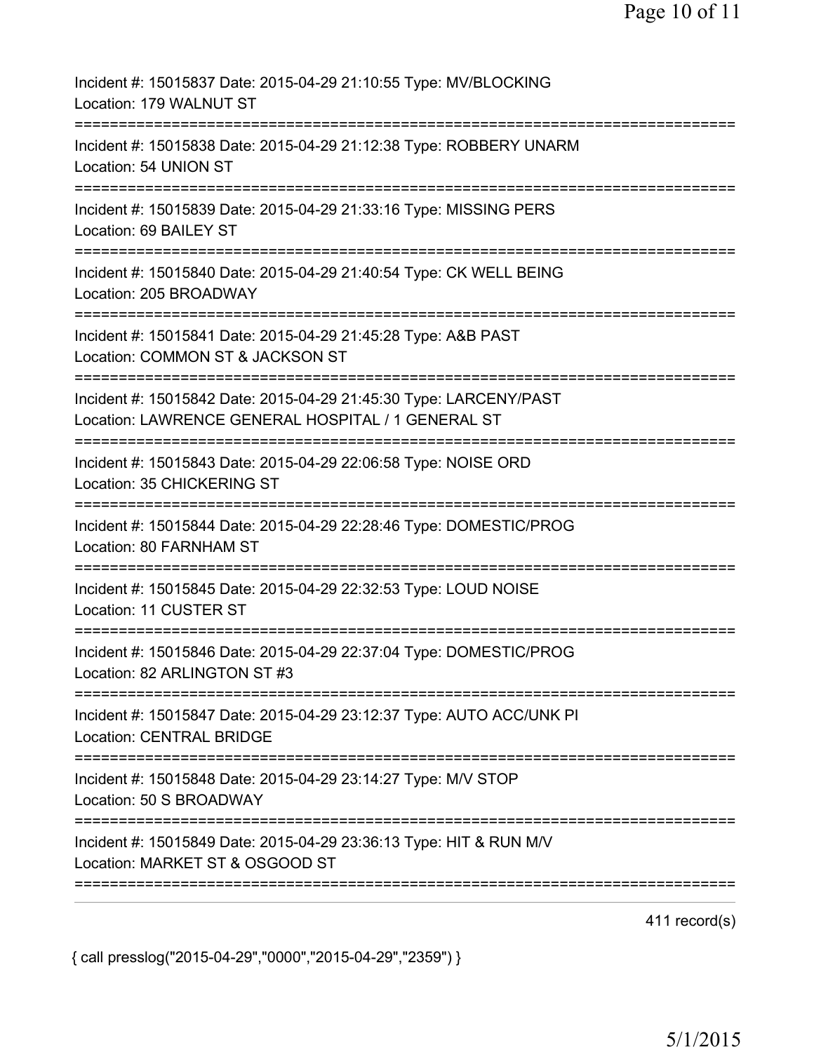Incident #: 15015837 Date: 2015-04-29 21:10:55 Type: MV/BLOCKING
Location: 179 WALNUT ST

===========================================================================

Incident #: 15015838 Date: 2015-04-29 21:12:38 Type: ROBBERY UNARM
Location: 54 UNION ST

===========================================================================

Incident #: 15015839 Date: 2015-04-29 21:33:16 Type: MISSING PERS
Location: 69 BAILEY ST

===========================================================================

Incident #: 15015840 Date: 2015-04-29 21:40:54 Type: CK WELL BEING
Location: 205 BROADWAY

===========================================================================

Incident #: 15015841 Date: 2015-04-29 21:45:28 Type: A&B PAST
Location: COMMON ST & JACKSON ST

===========================================================================

Incident #: 15015842 Date: 2015-04-29 21:45:30 Type: LARCENY/PAST
Location: LAWRENCE GENERAL HOSPITAL / 1 GENERAL ST

===========================================================================

Incident #: 15015843 Date: 2015-04-29 22:06:58 Type: NOISE ORD
Location: 35 CHICKERING ST

===========================================================================

Incident #: 15015844 Date: 2015-04-29 22:28:46 Type: DOMESTIC/PROG
Location: 80 FARNHAM ST

===========================================================================

Incident #: 15015845 Date: 2015-04-29 22:32:53 Type: LOUD NOISE
Location: 11 CUSTER ST

===========================================================================

Incident #: 15015846 Date: 2015-04-29 22:37:04 Type: DOMESTIC/PROG
Location: 82 ARLINGTON ST #3

===========================================================================

Incident #: 15015847 Date: 2015-04-29 23:12:37 Type: AUTO ACC/UNK PI
Location: CENTRAL BRIDGE

===========================================================================

Incident #: 15015848 Date: 2015-04-29 23:14:27 Type: M/V STOP
Location: 50 S BROADWAY

===========================================================================

Incident #: 15015849 Date: 2015-04-29 23:36:13 Type: HIT & RUN M/V
Location: MARKET ST & OSGOOD ST

===========================================================================

411 record(s)

{ call presslog("2015-04-29","0000","2015-04-29","2359") }

5/1/2015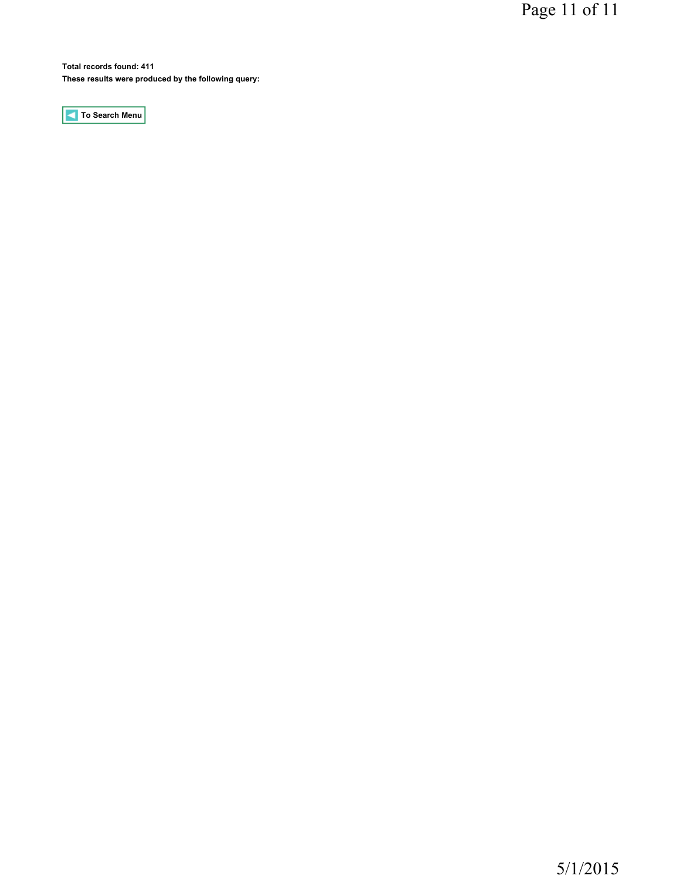**Total records found: 411**

**These results were produced by the following query:**

**To Search Menu**